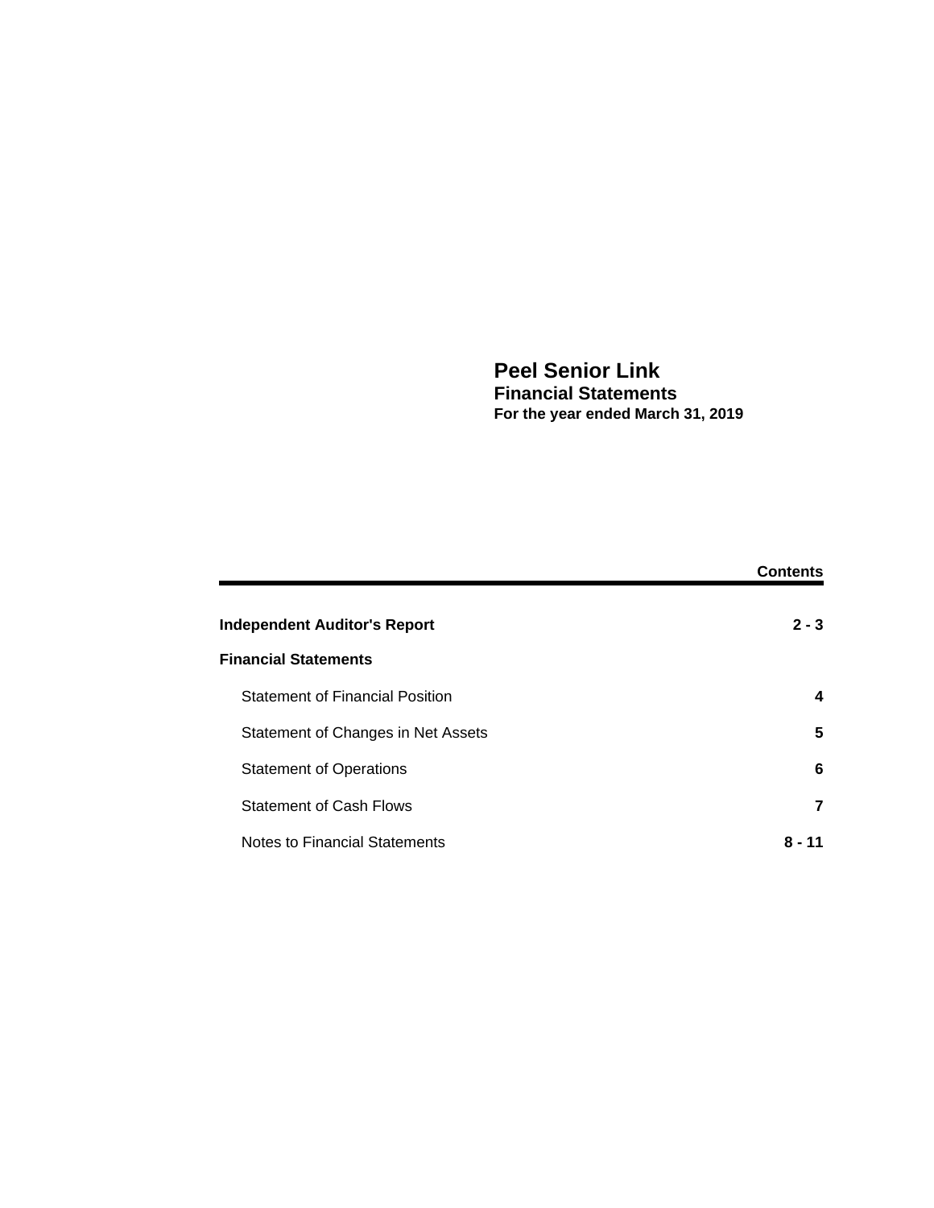# Peel Senior Link

## Financial Statements

**For the year ended March 31, 2019**

| | **Contents** |
|---|---|
| **Independent Auditor's Report** | **2 - 3** |
| **Financial Statements** | |
| Statement of Financial Position | **4** |
| Statement of Changes in Net Assets | **5** |
| Statement of Operations | **6** |
| Statement of Cash Flows | **7** |
| Notes to Financial Statements | **8 - 11** |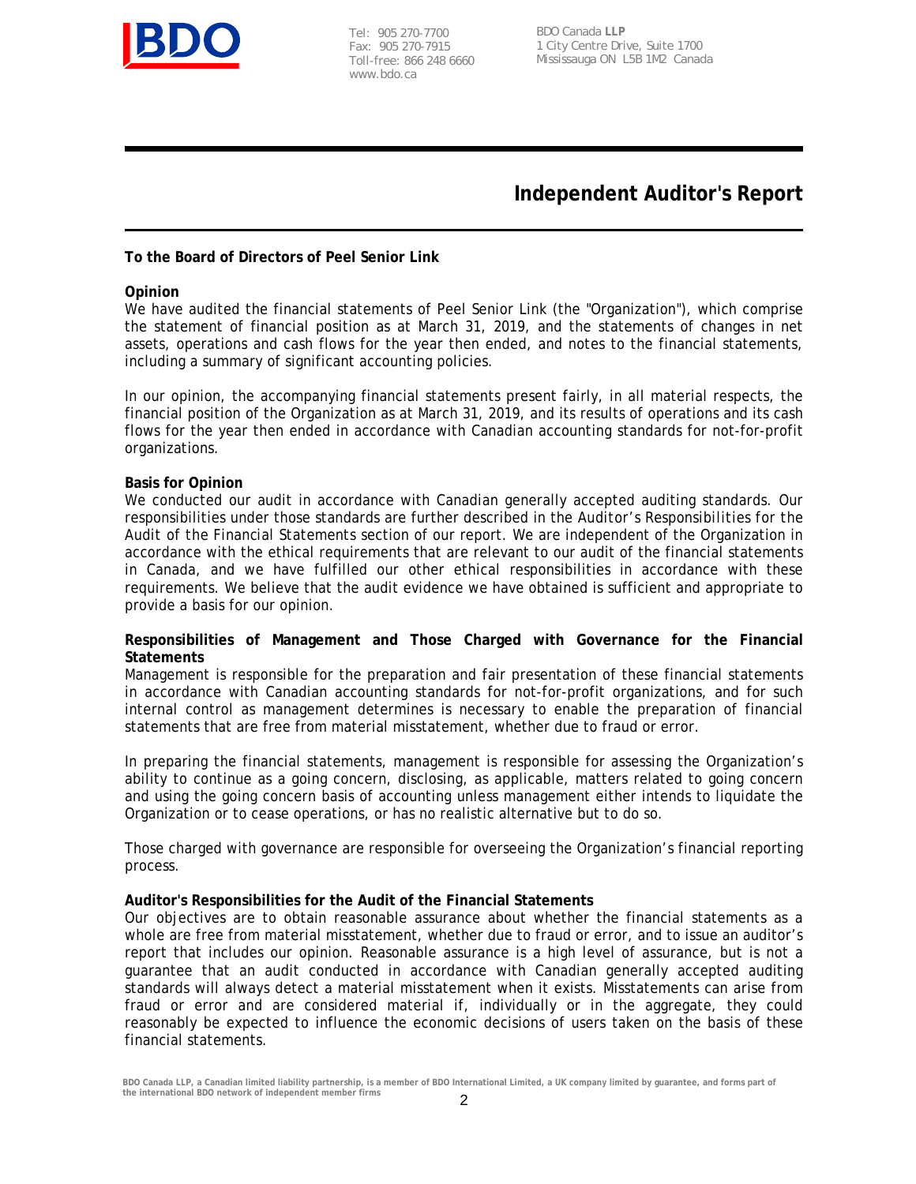Tel: 905 270-7700
Fax: 905 270-7915
Toll-free: 866 248 6660
www.bdo.ca

BDO Canada **LLP**
1 City Centre Drive, Suite 1700
Mississauga ON L5B 1M2 Canada

# Independent Auditor's Report

**To the Board of Directors of Peel Senior Link**

**Opinion**

We have audited the financial statements of Peel Senior Link (the "Organization"), which comprise the statement of financial position as at March 31, 2019, and the statements of changes in net assets, operations and cash flows for the year then ended, and notes to the financial statements, including a summary of significant accounting policies.

In our opinion, the accompanying financial statements present fairly, in all material respects, the financial position of the Organization as at March 31, 2019, and its results of operations and its cash flows for the year then ended in accordance with Canadian accounting standards for not-for-profit organizations.

**Basis for Opinion**

We conducted our audit in accordance with Canadian generally accepted auditing standards. Our responsibilities under those standards are further described in the *Auditor's Responsibilities for the Audit of the Financial Statements* section of our report. We are independent of the Organization in accordance with the ethical requirements that are relevant to our audit of the financial statements in Canada, and we have fulfilled our other ethical responsibilities in accordance with these requirements. We believe that the audit evidence we have obtained is sufficient and appropriate to provide a basis for our opinion.

**Responsibilities of Management and Those Charged with Governance for the Financial Statements**

Management is responsible for the preparation and fair presentation of these financial statements in accordance with Canadian accounting standards for not-for-profit organizations, and for such internal control as management determines is necessary to enable the preparation of financial statements that are free from material misstatement, whether due to fraud or error.

In preparing the financial statements, management is responsible for assessing the Organization's ability to continue as a going concern, disclosing, as applicable, matters related to going concern and using the going concern basis of accounting unless management either intends to liquidate the Organization or to cease operations, or has no realistic alternative but to do so.

Those charged with governance are responsible for overseeing the Organization's financial reporting process.

**Auditor's Responsibilities for the Audit of the Financial Statements**

Our objectives are to obtain reasonable assurance about whether the financial statements as a whole are free from material misstatement, whether due to fraud or error, and to issue an auditor's report that includes our opinion. Reasonable assurance is a high level of assurance, but is not a guarantee that an audit conducted in accordance with Canadian generally accepted auditing standards will always detect a material misstatement when it exists. Misstatements can arise from fraud or error and are considered material if, individually or in the aggregate, they could reasonably be expected to influence the economic decisions of users taken on the basis of these financial statements.

BDO Canada LLP, a Canadian limited liability partnership, is a member of BDO International Limited, a UK company limited by guarantee, and forms part of the international BDO network of independent member firms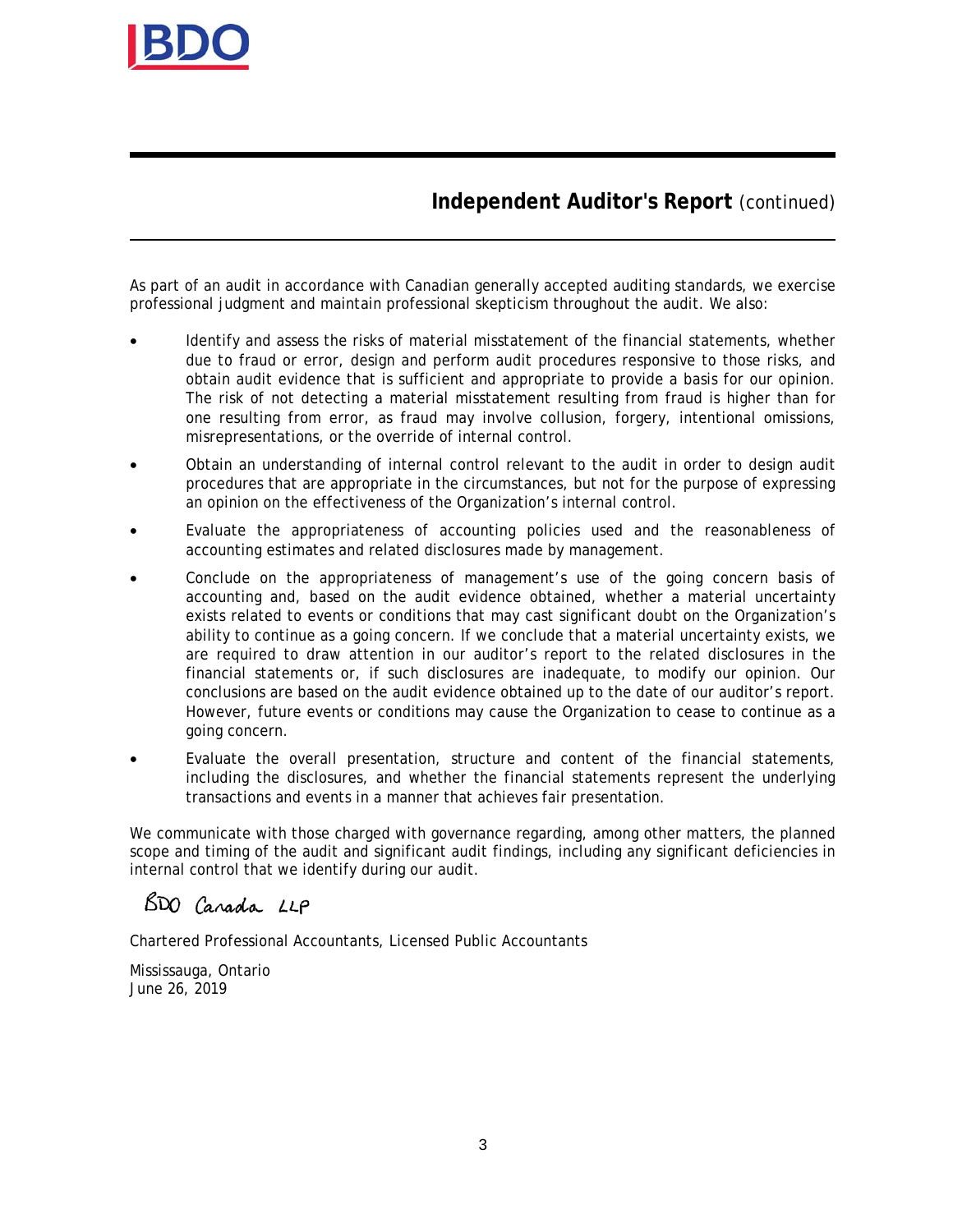## **Independent Auditor's Report** (continued)

As part of an audit in accordance with Canadian generally accepted auditing standards, we exercise professional judgment and maintain professional skepticism throughout the audit. We also:

- Identify and assess the risks of material misstatement of the financial statements, whether due to fraud or error, design and perform audit procedures responsive to those risks, and obtain audit evidence that is sufficient and appropriate to provide a basis for our opinion. The risk of not detecting a material misstatement resulting from fraud is higher than for one resulting from error, as fraud may involve collusion, forgery, intentional omissions, misrepresentations, or the override of internal control.
- Obtain an understanding of internal control relevant to the audit in order to design audit procedures that are appropriate in the circumstances, but not for the purpose of expressing an opinion on the effectiveness of the Organization's internal control.
- Evaluate the appropriateness of accounting policies used and the reasonableness of accounting estimates and related disclosures made by management.
- Conclude on the appropriateness of management's use of the going concern basis of accounting and, based on the audit evidence obtained, whether a material uncertainty exists related to events or conditions that may cast significant doubt on the Organization's ability to continue as a going concern. If we conclude that a material uncertainty exists, we are required to draw attention in our auditor's report to the related disclosures in the financial statements or, if such disclosures are inadequate, to modify our opinion. Our conclusions are based on the audit evidence obtained up to the date of our auditor's report. However, future events or conditions may cause the Organization to cease to continue as a going concern.
- Evaluate the overall presentation, structure and content of the financial statements, including the disclosures, and whether the financial statements represent the underlying transactions and events in a manner that achieves fair presentation.

We communicate with those charged with governance regarding, among other matters, the planned scope and timing of the audit and significant audit findings, including any significant deficiencies in internal control that we identify during our audit.

BDO Canada LLP

Chartered Professional Accountants, Licensed Public Accountants

Mississauga, Ontario
June 26, 2019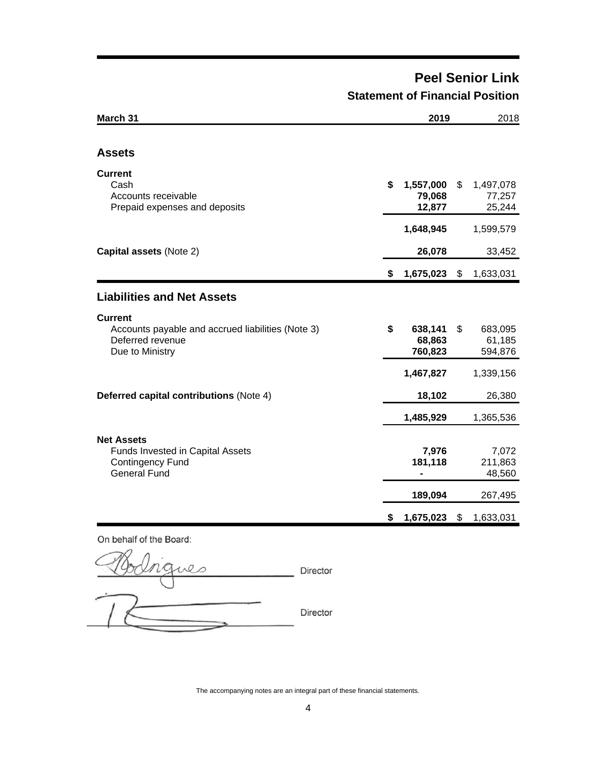# Peel Senior Link

## Statement of Financial Position

| March 31 | 2019 | 2018 |
|---|---|---|
| **Assets** | | |
| **Current** | | |
| Cash | $ 1,557,000 | $ 1,497,078 |
| Accounts receivable | 79,068 | 77,257 |
| Prepaid expenses and deposits | 12,877 | 25,244 |
| | 1,648,945 | 1,599,579 |
| **Capital assets** (Note 2) | 26,078 | 33,452 |
| | $ 1,675,023 | $ 1,633,031 |
| **Liabilities and Net Assets** | | |
| **Current** | | |
| Accounts payable and accrued liabilities (Note 3) | $ 638,141 | $ 683,095 |
| Deferred revenue | 68,863 | 61,185 |
| Due to Ministry | 760,823 | 594,876 |
| | 1,467,827 | 1,339,156 |
| **Deferred capital contributions** (Note 4) | 18,102 | 26,380 |
| | 1,485,929 | 1,365,536 |
| **Net Assets** | | |
| Funds Invested in Capital Assets | 7,976 | 7,072 |
| Contingency Fund | 181,118 | 211,863 |
| General Fund | - | 48,560 |
| | 189,094 | 267,495 |
| | $ 1,675,023 | $ 1,633,031 |

On behalf of the Board:

_______________ Director

_______________ Director

The accompanying notes are an integral part of these financial statements.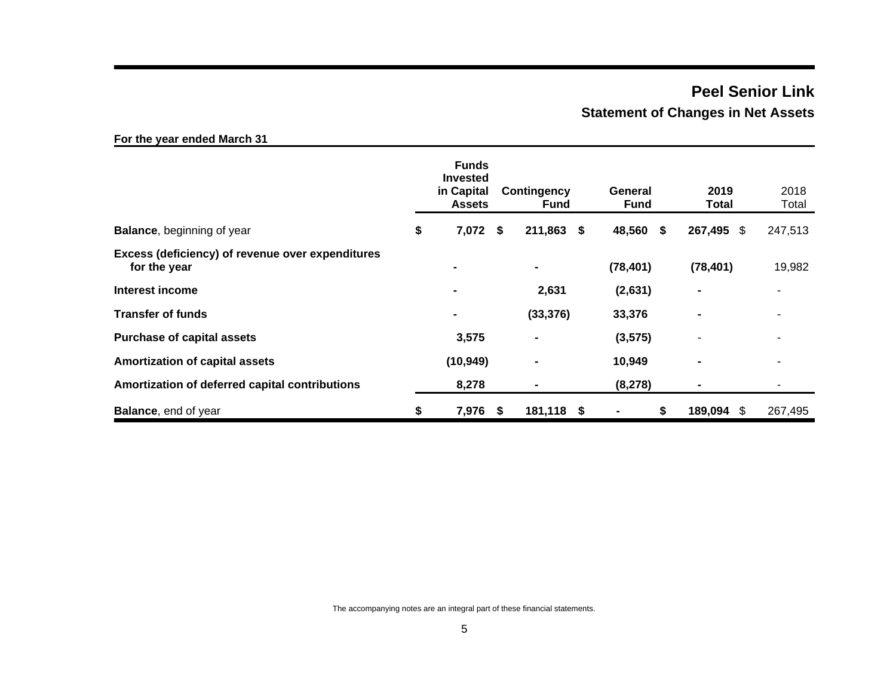# Peel Senior Link

## Statement of Changes in Net Assets

**For the year ended March 31**

| | Funds Invested in Capital Assets | Contingency Fund | General Fund | 2019 Total | 2018 Total |
|---|---|---|---|---|---|
| **Balance**, beginning of year | $ 7,072 | $ 211,863 | $ 48,560 | $ 267,495 | $ 247,513 |
| **Excess (deficiency) of revenue over expenditures for the year** | - | - | (78,401) | (78,401) | 19,982 |
| **Interest income** | - | 2,631 | (2,631) | - | - |
| **Transfer of funds** | - | (33,376) | 33,376 | - | - |
| **Purchase of capital assets** | 3,575 | - | (3,575) | - | - |
| **Amortization of capital assets** | (10,949) | - | 10,949 | - | - |
| **Amortization of deferred capital contributions** | 8,278 | - | (8,278) | - | - |
| **Balance**, end of year | $ 7,976 | $ 181,118 | $ - | $ 189,094 | $ 267,495 |

The accompanying notes are an integral part of these financial statements.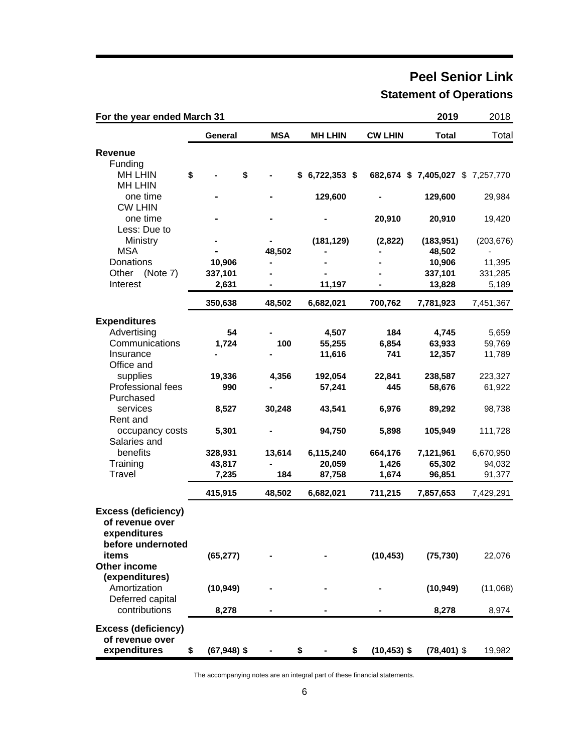# Peel Senior Link

## Statement of Operations

| For the year ended March 31 | General | MSA | MH LHIN | CW LHIN | 2019 Total | 2018 Total |
|---|---|---|---|---|---|---|
| **Revenue** | | | | | | |
| Funding | | | | | | |
| MH LHIN | $ - | $ - | $ 6,722,353 | $ 682,674 | $ 7,405,027 | $ 7,257,770 |
| MH LHIN one time | - | - | 129,600 | - | 129,600 | 29,984 |
| CW LHIN one time | - | - | - | 20,910 | 20,910 | 19,420 |
| Less: Due to Ministry | - | - | (181,129) | (2,822) | (183,951) | (203,676) |
| MSA | - | 48,502 | - | - | 48,502 | - |
| Donations | 10,906 | - | - | - | 10,906 | 11,395 |
| Other (Note 7) | 337,101 | - | - | - | 337,101 | 331,285 |
| Interest | 2,631 | - | 11,197 | - | 13,828 | 5,189 |
| | 350,638 | 48,502 | 6,682,021 | 700,762 | 7,781,923 | 7,451,367 |
| **Expenditures** | | | | | | |
| Advertising | 54 | - | 4,507 | 184 | 4,745 | 5,659 |
| Communications | 1,724 | 100 | 55,255 | 6,854 | 63,933 | 59,769 |
| Insurance | - | - | 11,616 | 741 | 12,357 | 11,789 |
| Office and supplies | 19,336 | 4,356 | 192,054 | 22,841 | 238,587 | 223,327 |
| Professional fees | 990 | - | 57,241 | 445 | 58,676 | 61,922 |
| Purchased services | 8,527 | 30,248 | 43,541 | 6,976 | 89,292 | 98,738 |
| Rent and occupancy costs | 5,301 | - | 94,750 | 5,898 | 105,949 | 111,728 |
| Salaries and benefits | 328,931 | 13,614 | 6,115,240 | 664,176 | 7,121,961 | 6,670,950 |
| Training | 43,817 | - | 20,059 | 1,426 | 65,302 | 94,032 |
| Travel | 7,235 | 184 | 87,758 | 1,674 | 96,851 | 91,377 |
| | 415,915 | 48,502 | 6,682,021 | 711,215 | 7,857,653 | 7,429,291 |
| **Excess (deficiency) of revenue over expenditures before undernoted items** | (65,277) | - | - | (10,453) | (75,730) | 22,076 |
| **Other income (expenditures)** | | | | | | |
| Amortization | (10,949) | - | - | - | (10,949) | (11,068) |
| Deferred capital contributions | 8,278 | - | - | - | 8,278 | 8,974 |
| **Excess (deficiency) of revenue over expenditures** | $ (67,948) | $ - | $ - | $ (10,453) | $ (78,401) | $ 19,982 |

The accompanying notes are an integral part of these financial statements.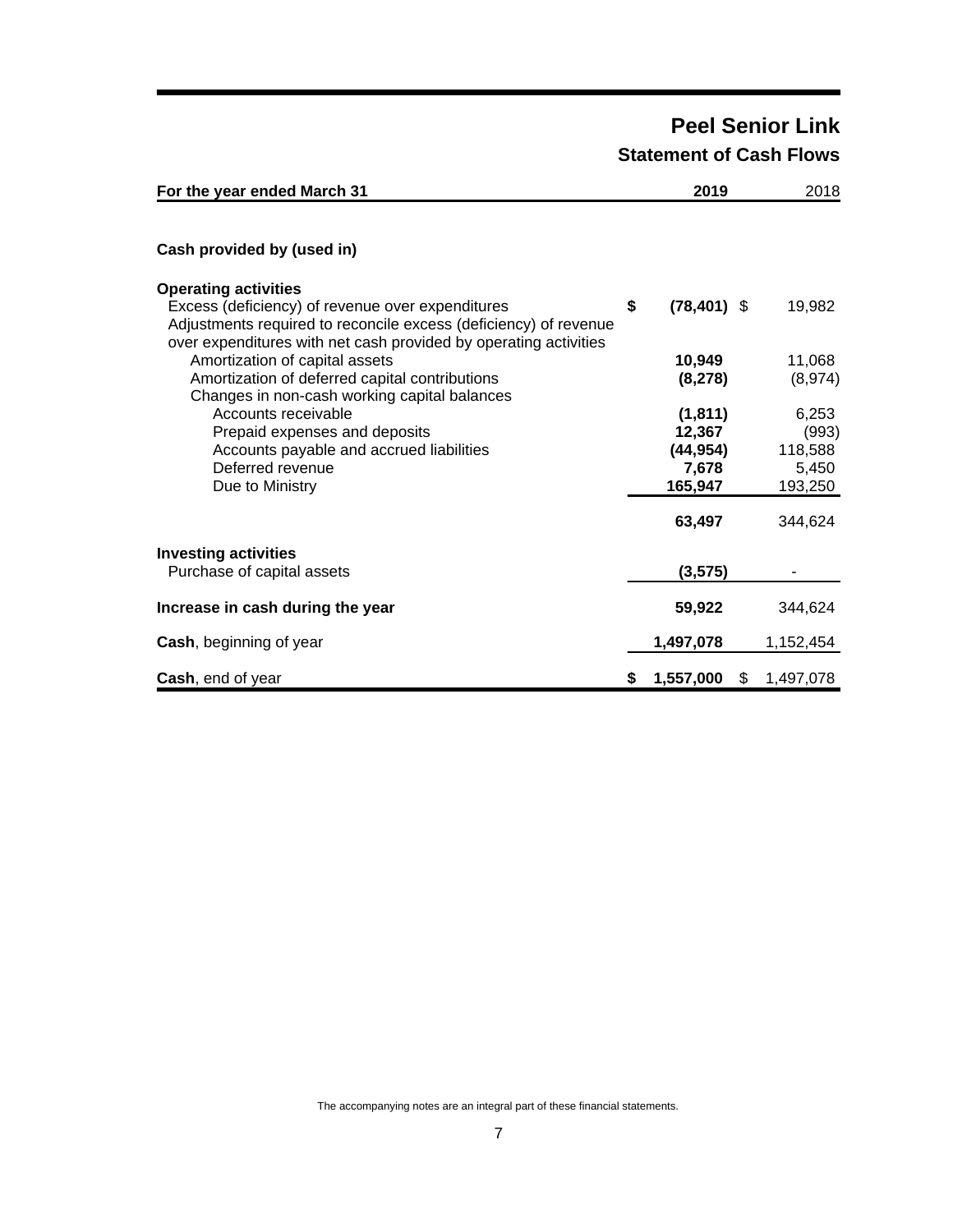# Peel Senior Link

## Statement of Cash Flows

| For the year ended March 31 | 2019 | 2018 |
|---|---|---|
| **Cash provided by (used in)** | | |
| **Operating activities** | | |
| Excess (deficiency) of revenue over expenditures | **$ (78,401)** | $ 19,982 |
| Adjustments required to reconcile excess (deficiency) of revenue over expenditures with net cash provided by operating activities | | |
| Amortization of capital assets | **10,949** | 11,068 |
| Amortization of deferred capital contributions | **(8,278)** | (8,974) |
| Changes in non-cash working capital balances | | |
| Accounts receivable | **(1,811)** | 6,253 |
| Prepaid expenses and deposits | **12,367** | (993) |
| Accounts payable and accrued liabilities | **(44,954)** | 118,588 |
| Deferred revenue | **7,678** | 5,450 |
| Due to Ministry | **165,947** | 193,250 |
| | **63,497** | 344,624 |
| **Investing activities** | | |
| Purchase of capital assets | **(3,575)** | - |
| **Increase in cash during the year** | **59,922** | 344,624 |
| **Cash**, beginning of year | **1,497,078** | 1,152,454 |
| **Cash**, end of year | **$ 1,557,000** | $ 1,497,078 |

The accompanying notes are an integral part of these financial statements.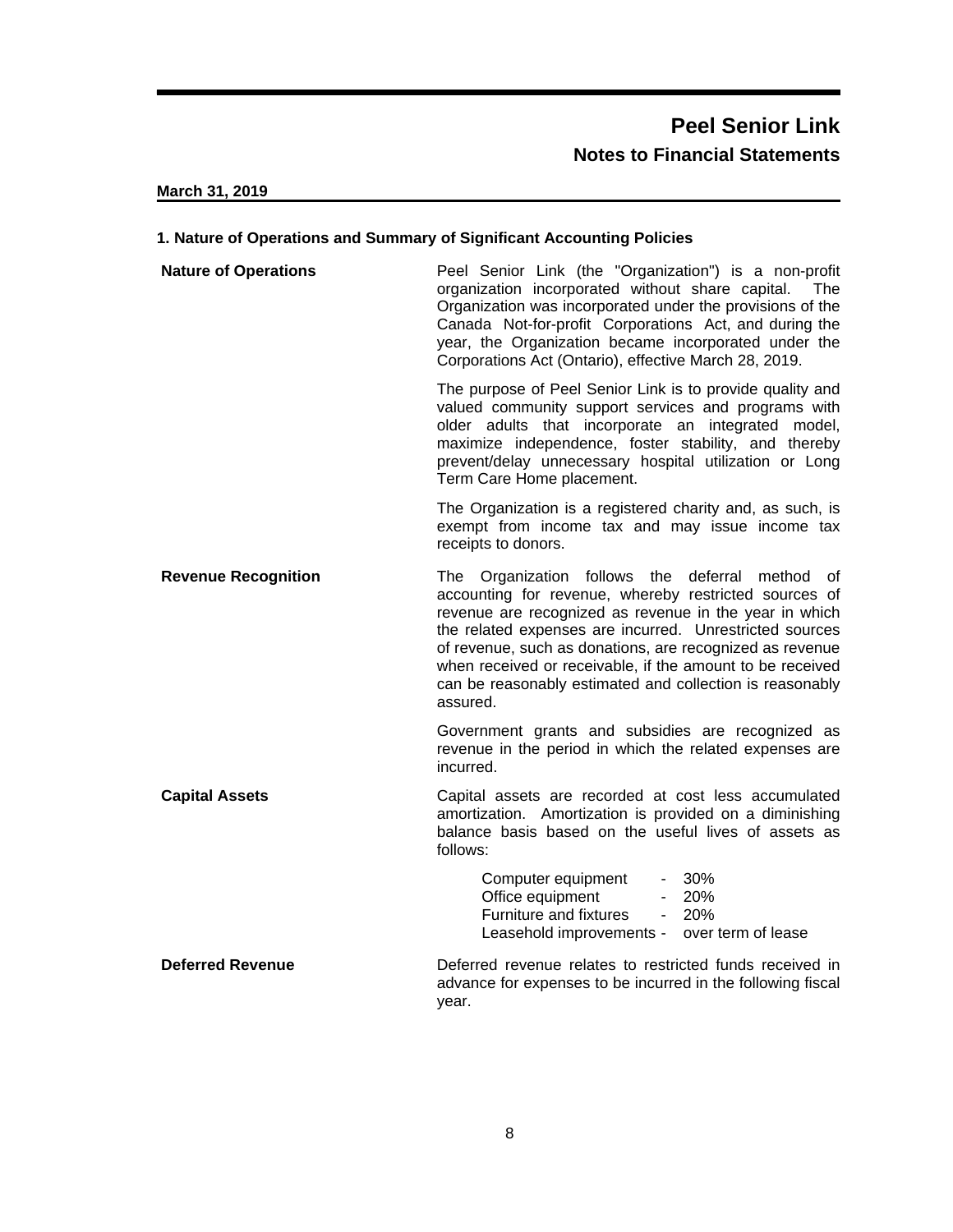# Peel Senior Link

## Notes to Financial Statements

**March 31, 2019**

### 1. Nature of Operations and Summary of Significant Accounting Policies

**Nature of Operations**

Peel Senior Link (the "Organization") is a non-profit organization incorporated without share capital. The Organization was incorporated under the provisions of the Canada Not-for-profit Corporations Act, and during the year, the Organization became incorporated under the Corporations Act (Ontario), effective March 28, 2019.

The purpose of Peel Senior Link is to provide quality and valued community support services and programs with older adults that incorporate an integrated model, maximize independence, foster stability, and thereby prevent/delay unnecessary hospital utilization or Long Term Care Home placement.

The Organization is a registered charity and, as such, is exempt from income tax and may issue income tax receipts to donors.

**Revenue Recognition**

The Organization follows the deferral method of accounting for revenue, whereby restricted sources of revenue are recognized as revenue in the year in which the related expenses are incurred. Unrestricted sources of revenue, such as donations, are recognized as revenue when received or receivable, if the amount to be received can be reasonably estimated and collection is reasonably assured.

Government grants and subsidies are recognized as revenue in the period in which the related expenses are incurred.

**Capital Assets**

Capital assets are recorded at cost less accumulated amortization. Amortization is provided on a diminishing balance basis based on the useful lives of assets as follows:

| | | |
|---|---|---|
| Computer equipment | - | 30% |
| Office equipment | - | 20% |
| Furniture and fixtures | - | 20% |
| Leasehold improvements | - | over term of lease |

**Deferred Revenue**

Deferred revenue relates to restricted funds received in advance for expenses to be incurred in the following fiscal year.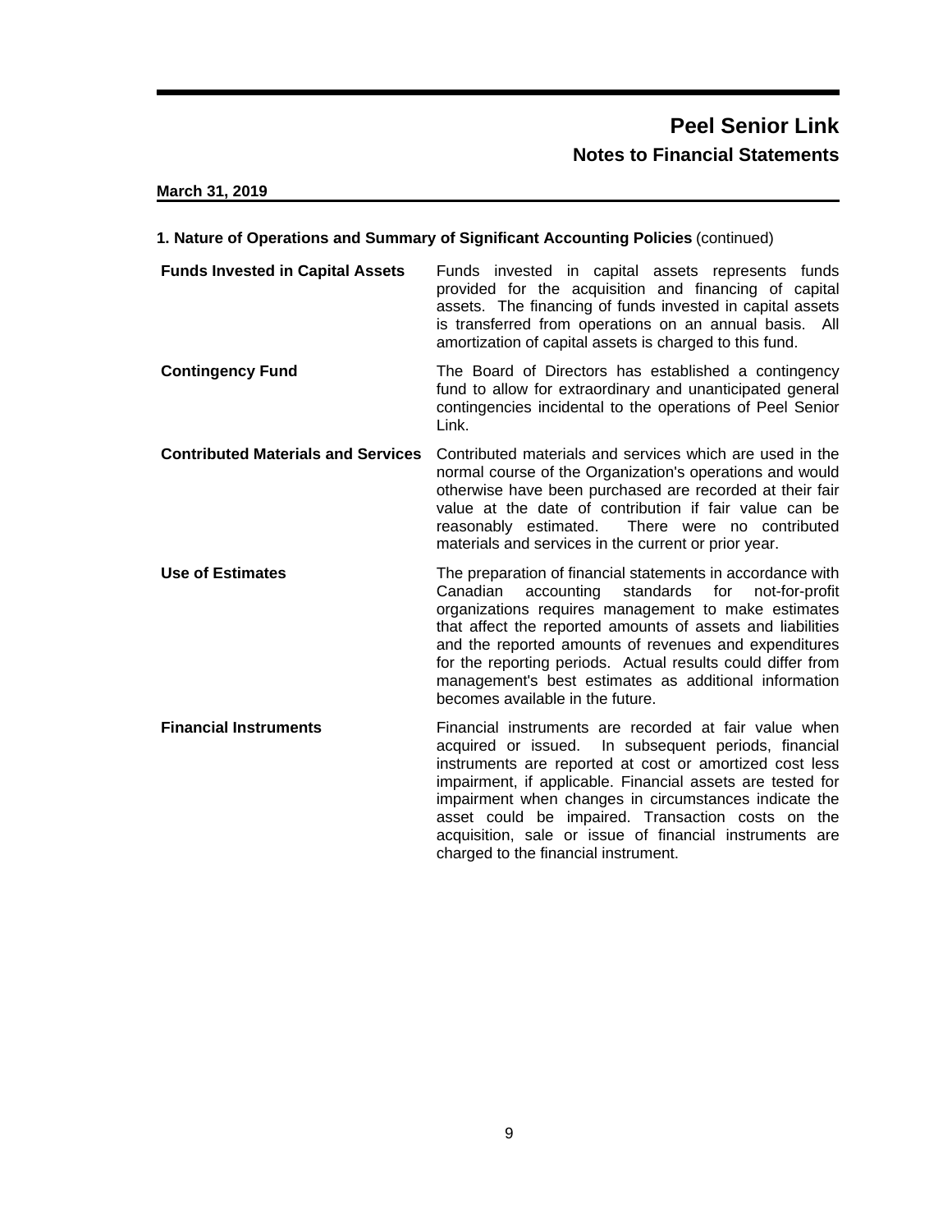# Peel Senior Link

## Notes to Financial Statements

**March 31, 2019**

### 1. Nature of Operations and Summary of Significant Accounting Policies (continued)

**Funds Invested in Capital Assets**

Funds invested in capital assets represents funds provided for the acquisition and financing of capital assets. The financing of funds invested in capital assets is transferred from operations on an annual basis. All amortization of capital assets is charged to this fund.

**Contingency Fund**

The Board of Directors has established a contingency fund to allow for extraordinary and unanticipated general contingencies incidental to the operations of Peel Senior Link.

**Contributed Materials and Services**

Contributed materials and services which are used in the normal course of the Organization's operations and would otherwise have been purchased are recorded at their fair value at the date of contribution if fair value can be reasonably estimated. There were no contributed materials and services in the current or prior year.

**Use of Estimates**

The preparation of financial statements in accordance with Canadian accounting standards for not-for-profit organizations requires management to make estimates that affect the reported amounts of assets and liabilities and the reported amounts of revenues and expenditures for the reporting periods. Actual results could differ from management's best estimates as additional information becomes available in the future.

**Financial Instruments**

Financial instruments are recorded at fair value when acquired or issued. In subsequent periods, financial instruments are reported at cost or amortized cost less impairment, if applicable. Financial assets are tested for impairment when changes in circumstances indicate the asset could be impaired. Transaction costs on the acquisition, sale or issue of financial instruments are charged to the financial instrument.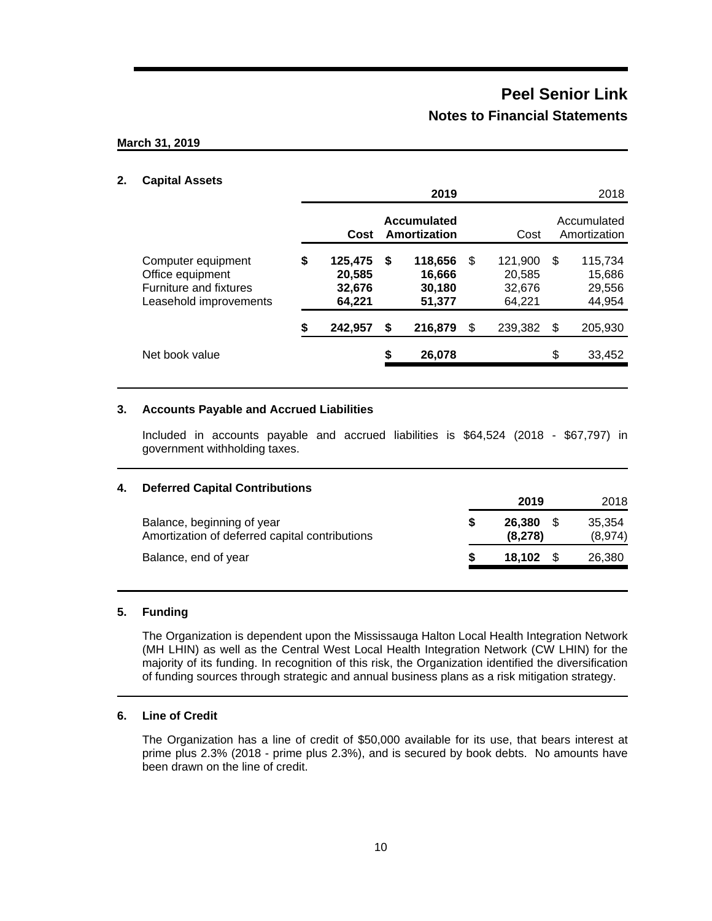# Peel Senior Link

## Notes to Financial Statements

**March 31, 2019**

### 2. Capital Assets

| | **2019** | | 2018 | |
|---|---|---|---|---|
| | **Cost** | **Accumulated Amortization** | Cost | Accumulated Amortization |
| Computer equipment | **$ 125,475** | **$ 118,656** | $ 121,900 | $ 115,734 |
| Office equipment | **20,585** | **16,666** | 20,585 | 15,686 |
| Furniture and fixtures | **32,676** | **30,180** | 32,676 | 29,556 |
| Leasehold improvements | **64,221** | **51,377** | 64,221 | 44,954 |
| | **$ 242,957** | **$ 216,879** | $ 239,382 | $ 205,930 |
| Net book value | | **$ 26,078** | | $ 33,452 |

### 3. Accounts Payable and Accrued Liabilities

Included in accounts payable and accrued liabilities is $64,524 (2018 - $67,797) in government withholding taxes.

### 4. Deferred Capital Contributions

| | **2019** | 2018 |
|---|---|---|
| Balance, beginning of year | **$ 26,380** | $ 35,354 |
| Amortization of deferred capital contributions | **(8,278)** | (8,974) |
| Balance, end of year | **$ 18,102** | $ 26,380 |

### 5. Funding

The Organization is dependent upon the Mississauga Halton Local Health Integration Network (MH LHIN) as well as the Central West Local Health Integration Network (CW LHIN) for the majority of its funding. In recognition of this risk, the Organization identified the diversification of funding sources through strategic and annual business plans as a risk mitigation strategy.

### 6. Line of Credit

The Organization has a line of credit of $50,000 available for its use, that bears interest at prime plus 2.3% (2018 - prime plus 2.3%), and is secured by book debts. No amounts have been drawn on the line of credit.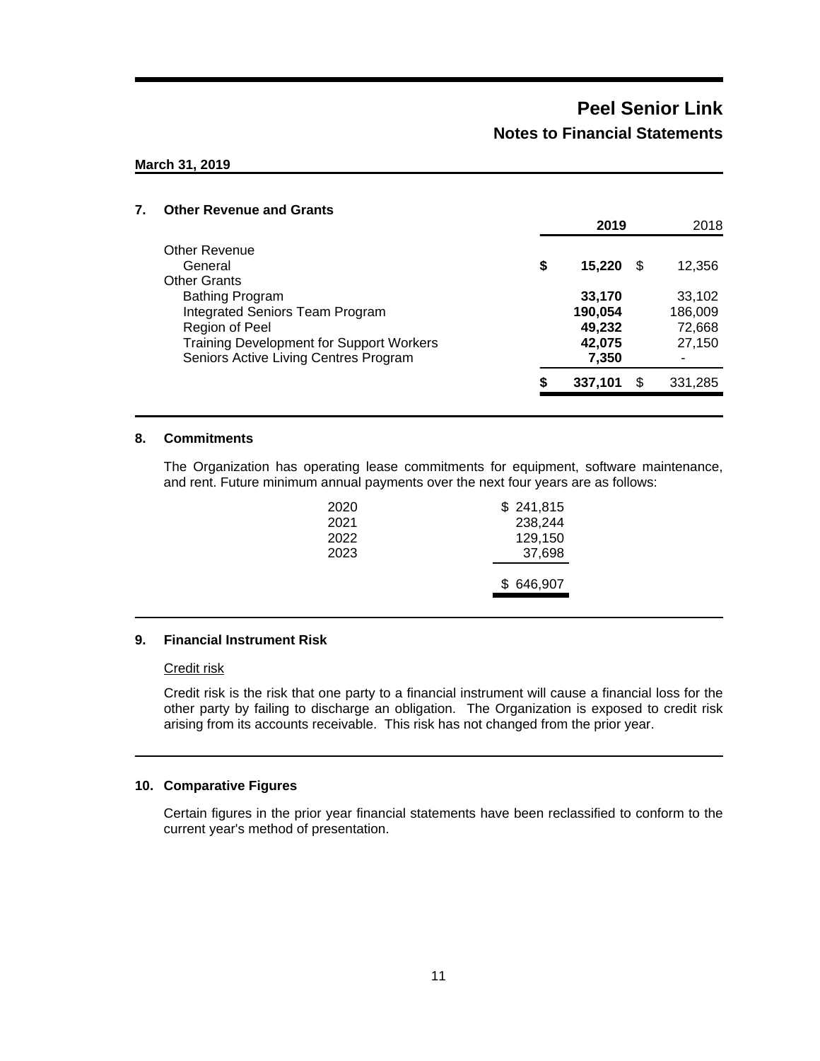# Peel Senior Link

## Notes to Financial Statements

**March 31, 2019**

### 7. Other Revenue and Grants

| | 2019 | 2018 |
|---|---|---|
| Other Revenue | | |
| General | **$ 15,220** | $ 12,356 |
| Other Grants | | |
| Bathing Program | **33,170** | 33,102 |
| Integrated Seniors Team Program | **190,054** | 186,009 |
| Region of Peel | **49,232** | 72,668 |
| Training Development for Support Workers | **42,075** | 27,150 |
| Seniors Active Living Centres Program | **7,350** | - |
| | **$ 337,101** | $ 331,285 |

### 8. Commitments

The Organization has operating lease commitments for equipment, software maintenance, and rent. Future minimum annual payments over the next four years are as follows:

| | |
|---|---|
| 2020 | $ 241,815 |
| 2021 | 238,244 |
| 2022 | 129,150 |
| 2023 | 37,698 |
| | $ 646,907 |

### 9. Financial Instrument Risk

Credit risk

Credit risk is the risk that one party to a financial instrument will cause a financial loss for the other party by failing to discharge an obligation. The Organization is exposed to credit risk arising from its accounts receivable. This risk has not changed from the prior year.

### 10. Comparative Figures

Certain figures in the prior year financial statements have been reclassified to conform to the current year's method of presentation.